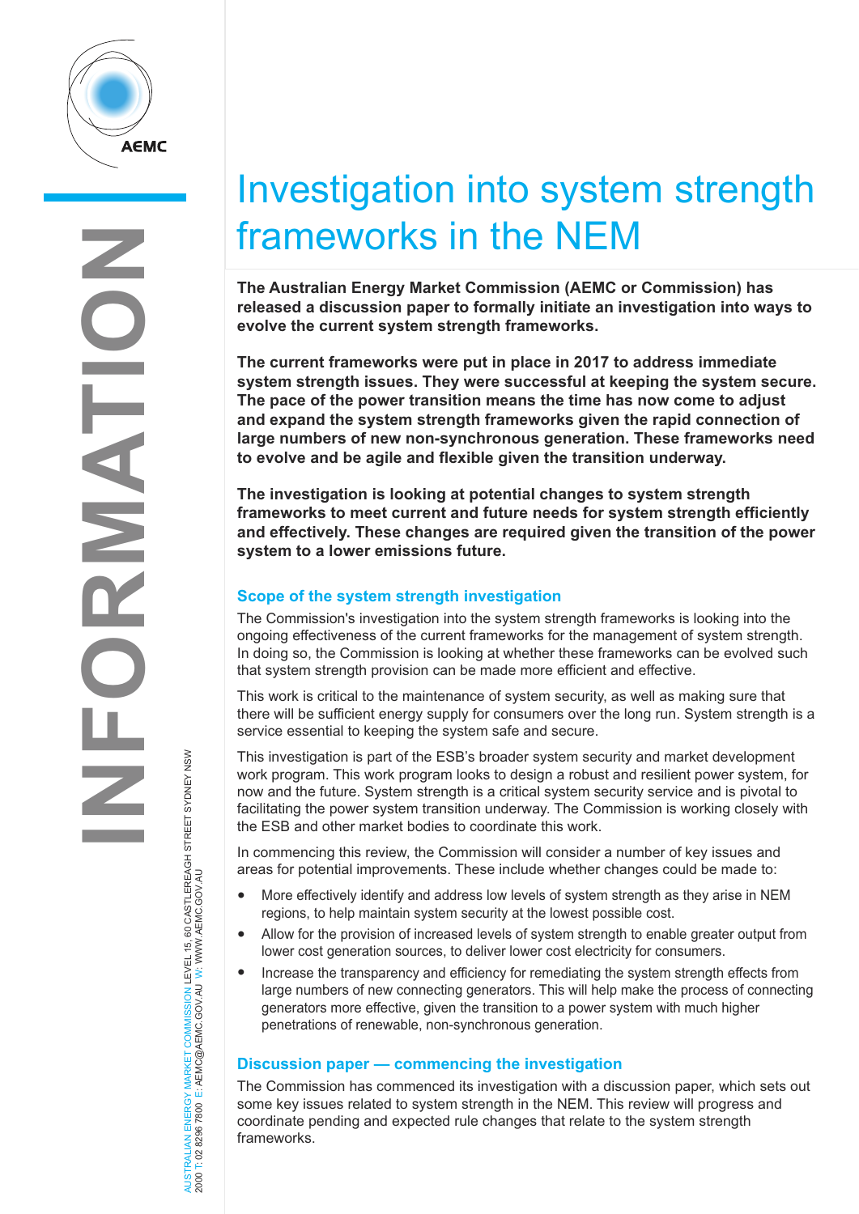# Investigation into system strength frameworks in the NEM

**The Australian Energy Market Commission (AEMC or Commission) has released a discussion paper to formally initiate an investigation into ways to evolve the current system strength frameworks.**

**The current frameworks were put in place in 2017 to address immediate system strength issues. They were successful at keeping the system secure. The pace of the power transition means the time has now come to adjust and expand the system strength frameworks given the rapid connection of large numbers of new non-synchronous generation. These frameworks need to evolve and be agile and flexible given the transition underway.**

**The investigation is looking at potential changes to system strength frameworks to meet current and future needs for system strength efficiently and effectively. These changes are required given the transition of the power system to a lower emissions future.**

## Scope of the system strength investigation

The Commission's investigation into the system strength frameworks is looking into the ongoing effectiveness of the current frameworks for the management of system strength. In doing so, the Commission is looking at whether these frameworks can be evolved such that system strength provision can be made more efficient and effective.

This work is critical to the maintenance of system security, as well as making sure that there will be sufficient energy supply for consumers over the long run. System strength is a service essential to keeping the system safe and secure.

This investigation is part of the ESB's broader system security and market development work program. This work program looks to design a robust and resilient power system, for now and the future. System strength is a critical system security service and is pivotal to facilitating the power system transition underway. The Commission is working closely with the ESB and other market bodies to coordinate this work.

In commencing this review, the Commission will consider a number of key issues and areas for potential improvements. These include whether changes could be made to:

- More effectively identify and address low levels of system strength as they arise in NEM regions, to help maintain system security at the lowest possible cost.
- Allow for the provision of increased levels of system strength to enable greater output from lower cost generation sources, to deliver lower cost electricity for consumers.
- Increase the transparency and efficiency for remediating the system strength effects from large numbers of new connecting generators. This will help make the process of connecting generators more effective, given the transition to a power system with much higher penetrations of renewable, non-synchronous generation.

## Discussion paper — commencing the investigation

The Commission has commenced its investigation with a discussion paper, which sets out some key issues related to system strength in the NEM. This review will progress and coordinate pending and expected rule changes that relate to the system strength frameworks.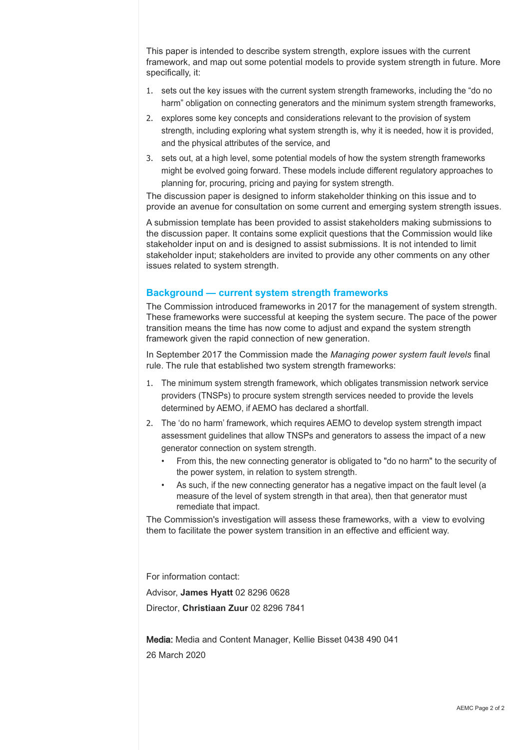This paper is intended to describe system strength, explore issues with the current framework, and map out some potential models to provide system strength in future. More specifically, it:

1. sets out the key issues with the current system strength frameworks, including the "do no harm" obligation on connecting generators and the minimum system strength frameworks,
2. explores some key concepts and considerations relevant to the provision of system strength, including exploring what system strength is, why it is needed, how it is provided, and the physical attributes of the service, and
3. sets out, at a high level, some potential models of how the system strength frameworks might be evolved going forward. These models include different regulatory approaches to planning for, procuring, pricing and paying for system strength.

The discussion paper is designed to inform stakeholder thinking on this issue and to provide an avenue for consultation on some current and emerging system strength issues.

A submission template has been provided to assist stakeholders making submissions to the discussion paper. It contains some explicit questions that the Commission would like stakeholder input on and is designed to assist submissions. It is not intended to limit stakeholder input; stakeholders are invited to provide any other comments on any other issues related to system strength.

## Background — current system strength frameworks

The Commission introduced frameworks in 2017 for the management of system strength. These frameworks were successful at keeping the system secure. The pace of the power transition means the time has now come to adjust and expand the system strength framework given the rapid connection of new generation.

In September 2017 the Commission made the *Managing power system fault levels* final rule. The rule that established two system strength frameworks:

1. The minimum system strength framework, which obligates transmission network service providers (TNSPs) to procure system strength services needed to provide the levels determined by AEMO, if AEMO has declared a shortfall.
2. The 'do no harm' framework, which requires AEMO to develop system strength impact assessment guidelines that allow TNSPs and generators to assess the impact of a new generator connection on system strength.
   - From this, the new connecting generator is obligated to "do no harm" to the security of the power system, in relation to system strength.
   - As such, if the new connecting generator has a negative impact on the fault level (a measure of the level of system strength in that area), then that generator must remediate that impact.

The Commission's investigation will assess these frameworks, with a view to evolving them to facilitate the power system transition in an effective and efficient way.

For information contact:

Advisor, **James Hyatt** 02 8296 0628

Director, **Christiaan Zuur** 02 8296 7841

**Media:** Media and Content Manager, Kellie Bisset 0438 490 041

26 March 2020